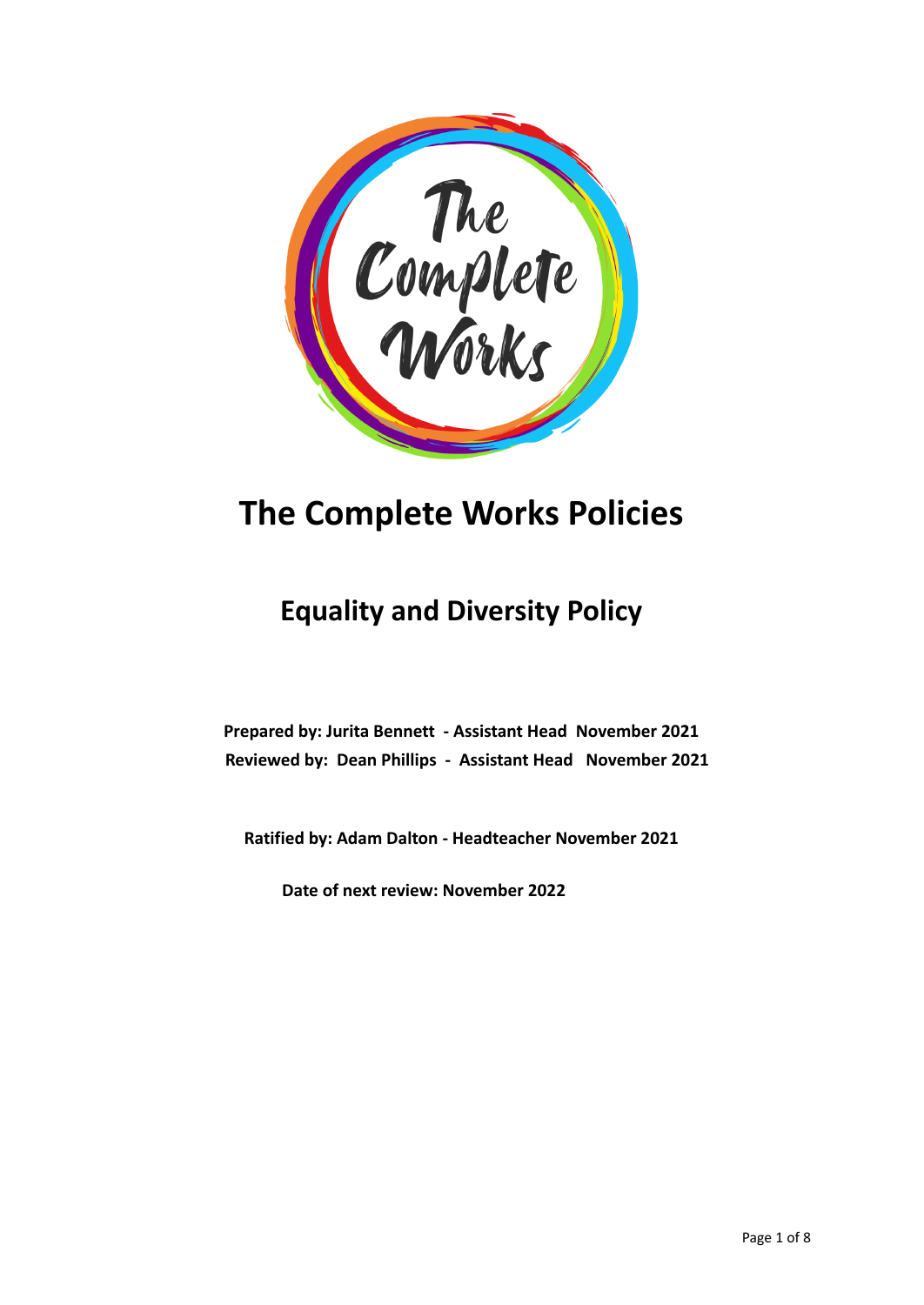# The Complete Works Policies

## Equality and Diversity Policy

**Prepared by: Jurita Bennett - Assistant Head November 2021**
**Reviewed by: Dean Phillips - Assistant Head November 2021**

**Ratified by: Adam Dalton - Headteacher November 2021**

**Date of next review: November 2022**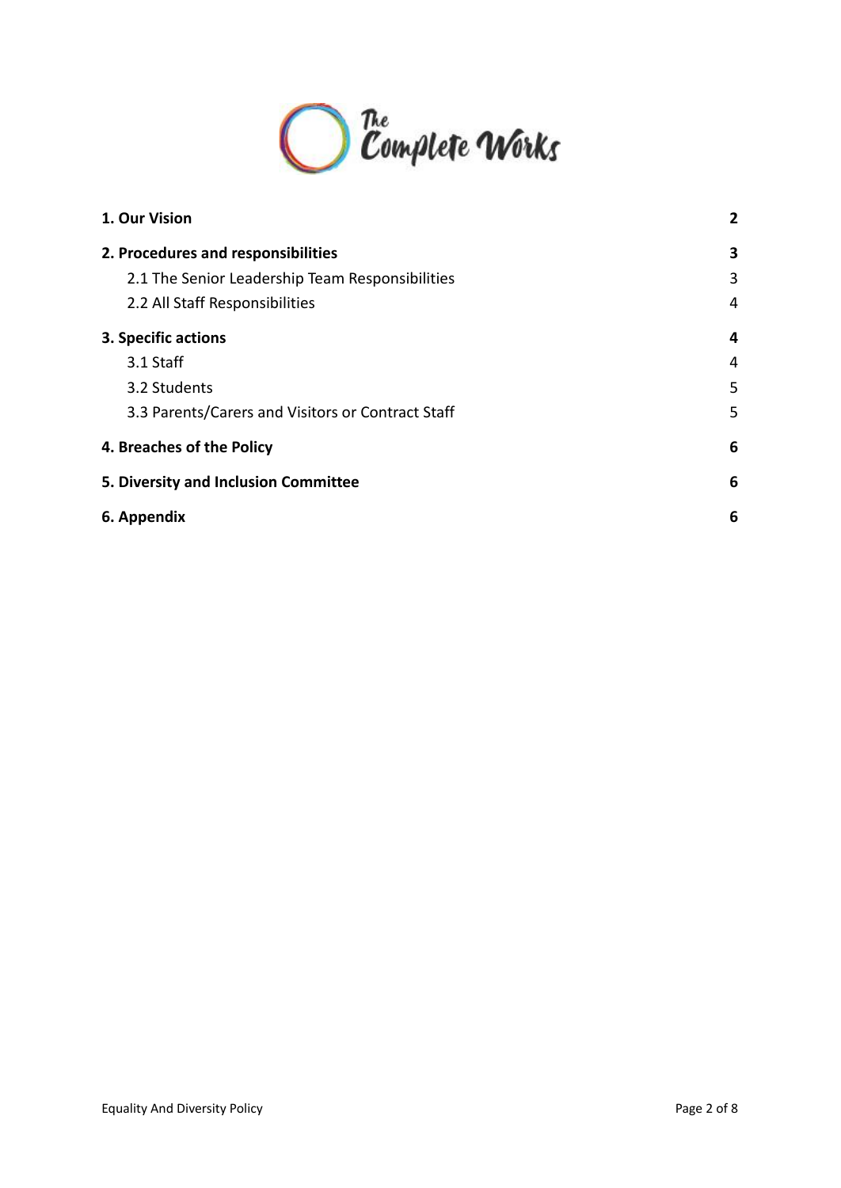| | |
|---|---|
| **1. Our Vision** | **2** |
| **2. Procedures and responsibilities** | **3** |
| 2.1 The Senior Leadership Team Responsibilities | 3 |
| 2.2 All Staff Responsibilities | 4 |
| **3. Specific actions** | **4** |
| 3.1 Staff | 4 |
| 3.2 Students | 5 |
| 3.3 Parents/Carers and Visitors or Contract Staff | 5 |
| **4. Breaches of the Policy** | **6** |
| **5. Diversity and Inclusion Committee** | **6** |
| **6. Appendix** | **6** |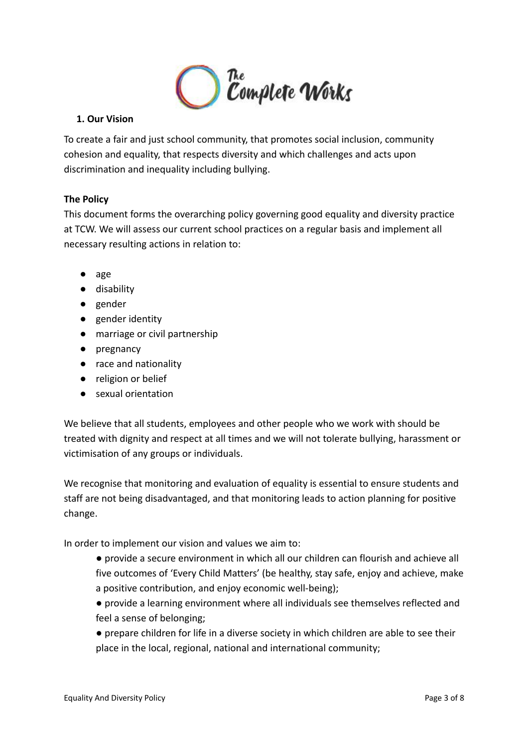## 1. Our Vision

To create a fair and just school community, that promotes social inclusion, community cohesion and equality, that respects diversity and which challenges and acts upon discrimination and inequality including bullying.

**The Policy**

This document forms the overarching policy governing good equality and diversity practice at TCW. We will assess our current school practices on a regular basis and implement all necessary resulting actions in relation to:

- age
- disability
- gender
- gender identity
- marriage or civil partnership
- pregnancy
- race and nationality
- religion or belief
- sexual orientation

We believe that all students, employees and other people who we work with should be treated with dignity and respect at all times and we will not tolerate bullying, harassment or victimisation of any groups or individuals.

We recognise that monitoring and evaluation of equality is essential to ensure students and staff are not being disadvantaged, and that monitoring leads to action planning for positive change.

In order to implement our vision and values we aim to:

- provide a secure environment in which all our children can flourish and achieve all five outcomes of 'Every Child Matters' (be healthy, stay safe, enjoy and achieve, make a positive contribution, and enjoy economic well-being);
- provide a learning environment where all individuals see themselves reflected and feel a sense of belonging;
- prepare children for life in a diverse society in which children are able to see their place in the local, regional, national and international community;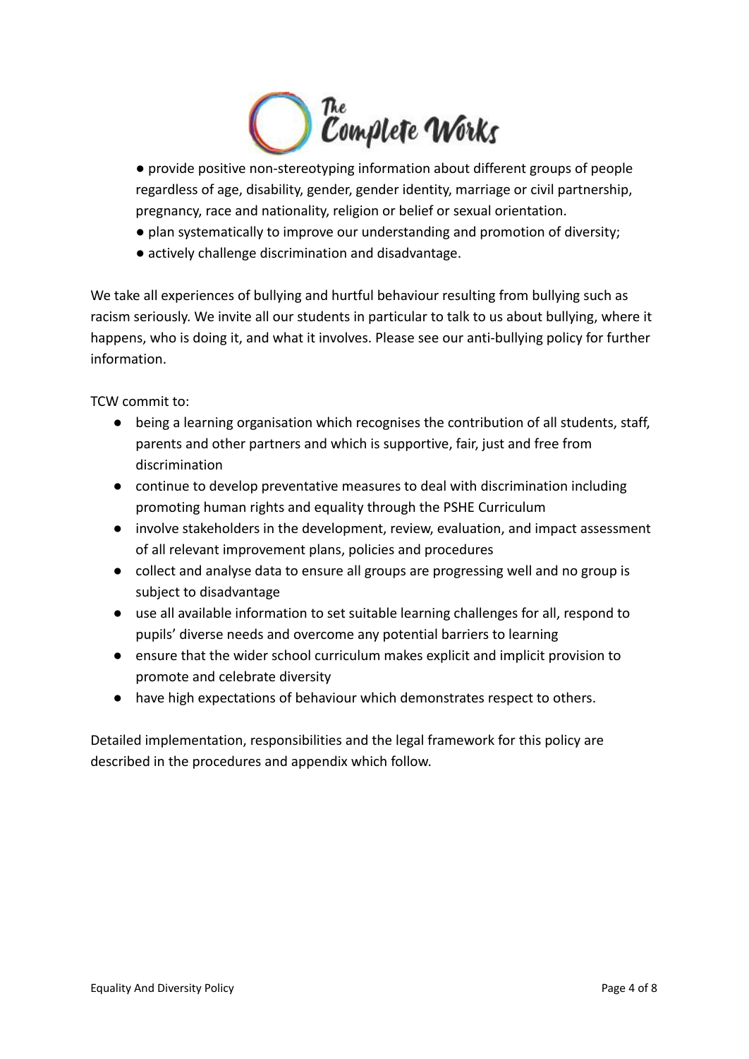- provide positive non-stereotyping information about different groups of people regardless of age, disability, gender, gender identity, marriage or civil partnership, pregnancy, race and nationality, religion or belief or sexual orientation.
- plan systematically to improve our understanding and promotion of diversity;
- actively challenge discrimination and disadvantage.

We take all experiences of bullying and hurtful behaviour resulting from bullying such as racism seriously. We invite all our students in particular to talk to us about bullying, where it happens, who is doing it, and what it involves. Please see our anti-bullying policy for further information.

TCW commit to:

- being a learning organisation which recognises the contribution of all students, staff, parents and other partners and which is supportive, fair, just and free from discrimination
- continue to develop preventative measures to deal with discrimination including promoting human rights and equality through the PSHE Curriculum
- involve stakeholders in the development, review, evaluation, and impact assessment of all relevant improvement plans, policies and procedures
- collect and analyse data to ensure all groups are progressing well and no group is subject to disadvantage
- use all available information to set suitable learning challenges for all, respond to pupils' diverse needs and overcome any potential barriers to learning
- ensure that the wider school curriculum makes explicit and implicit provision to promote and celebrate diversity
- have high expectations of behaviour which demonstrates respect to others.

Detailed implementation, responsibilities and the legal framework for this policy are described in the procedures and appendix which follow.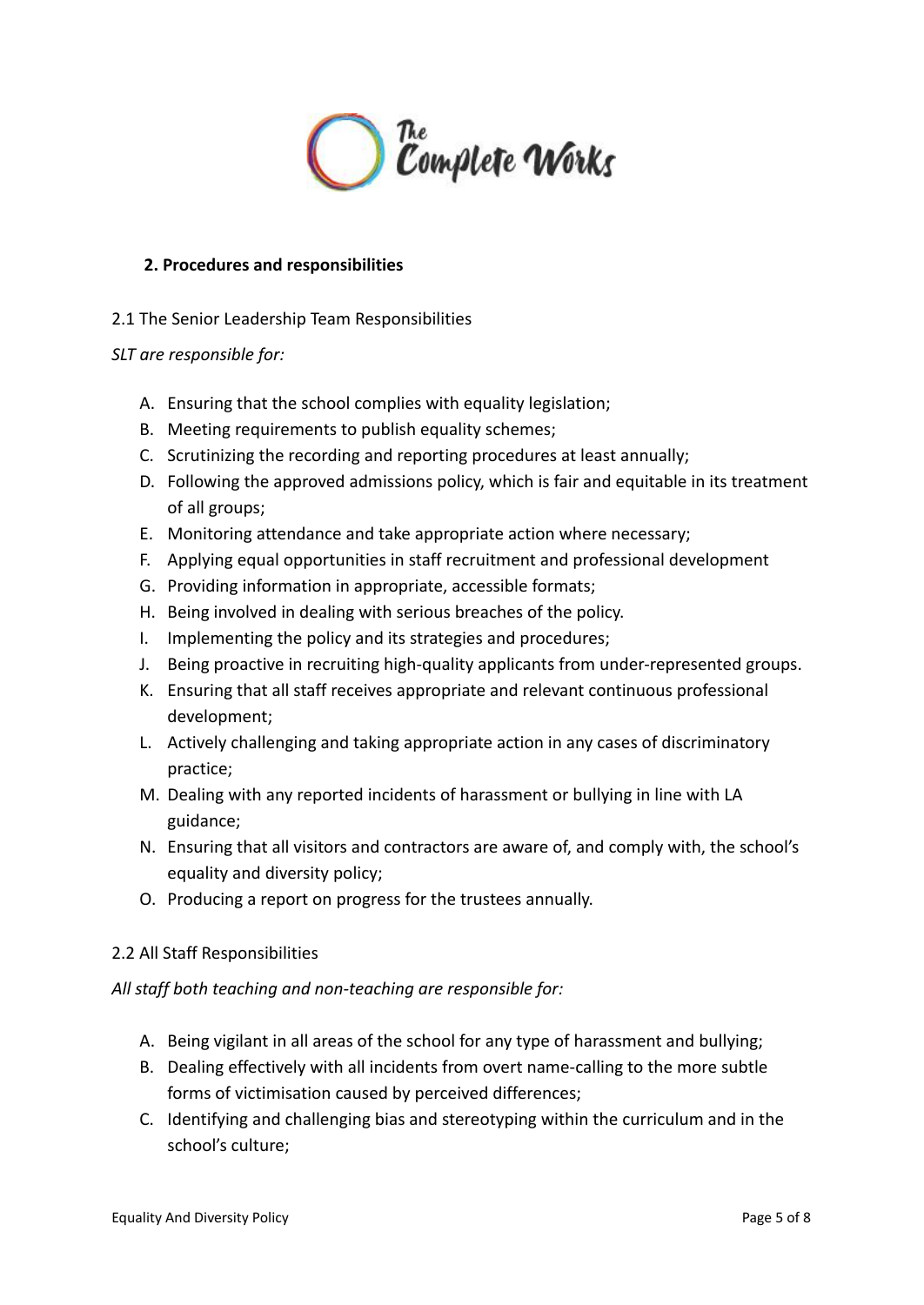## 2. Procedures and responsibilities

2.1 The Senior Leadership Team Responsibilities

*SLT are responsible for:*

A. Ensuring that the school complies with equality legislation;
B. Meeting requirements to publish equality schemes;
C. Scrutinizing the recording and reporting procedures at least annually;
D. Following the approved admissions policy, which is fair and equitable in its treatment of all groups;
E. Monitoring attendance and take appropriate action where necessary;
F. Applying equal opportunities in staff recruitment and professional development
G. Providing information in appropriate, accessible formats;
H. Being involved in dealing with serious breaches of the policy.
I. Implementing the policy and its strategies and procedures;
J. Being proactive in recruiting high-quality applicants from under-represented groups.
K. Ensuring that all staff receives appropriate and relevant continuous professional development;
L. Actively challenging and taking appropriate action in any cases of discriminatory practice;
M. Dealing with any reported incidents of harassment or bullying in line with LA guidance;
N. Ensuring that all visitors and contractors are aware of, and comply with, the school's equality and diversity policy;
O. Producing a report on progress for the trustees annually.

2.2 All Staff Responsibilities

*All staff both teaching and non-teaching are responsible for:*

A. Being vigilant in all areas of the school for any type of harassment and bullying;
B. Dealing effectively with all incidents from overt name-calling to the more subtle forms of victimisation caused by perceived differences;
C. Identifying and challenging bias and stereotyping within the curriculum and in the school's culture;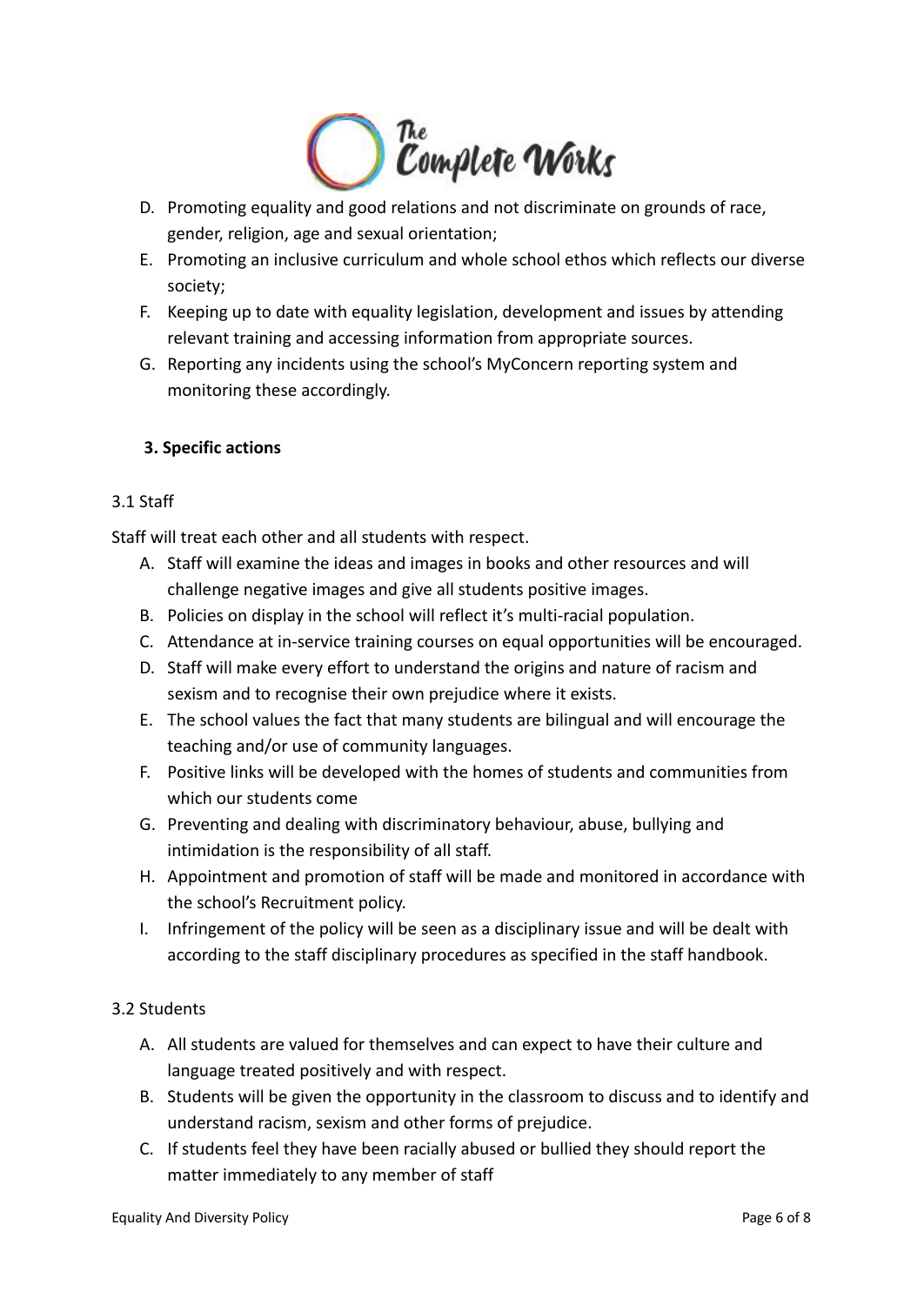D. Promoting equality and good relations and not discriminate on grounds of race, gender, religion, age and sexual orientation;
E. Promoting an inclusive curriculum and whole school ethos which reflects our diverse society;
F. Keeping up to date with equality legislation, development and issues by attending relevant training and accessing information from appropriate sources.
G. Reporting any incidents using the school's MyConcern reporting system and monitoring these accordingly.

## 3. Specific actions

### 3.1 Staff

Staff will treat each other and all students with respect.

A. Staff will examine the ideas and images in books and other resources and will challenge negative images and give all students positive images.
B. Policies on display in the school will reflect it's multi-racial population.
C. Attendance at in-service training courses on equal opportunities will be encouraged.
D. Staff will make every effort to understand the origins and nature of racism and sexism and to recognise their own prejudice where it exists.
E. The school values the fact that many students are bilingual and will encourage the teaching and/or use of community languages.
F. Positive links will be developed with the homes of students and communities from which our students come
G. Preventing and dealing with discriminatory behaviour, abuse, bullying and intimidation is the responsibility of all staff.
H. Appointment and promotion of staff will be made and monitored in accordance with the school's Recruitment policy.
I. Infringement of the policy will be seen as a disciplinary issue and will be dealt with according to the staff disciplinary procedures as specified in the staff handbook.

### 3.2 Students

A. All students are valued for themselves and can expect to have their culture and language treated positively and with respect.
B. Students will be given the opportunity in the classroom to discuss and to identify and understand racism, sexism and other forms of prejudice.
C. If students feel they have been racially abused or bullied they should report the matter immediately to any member of staff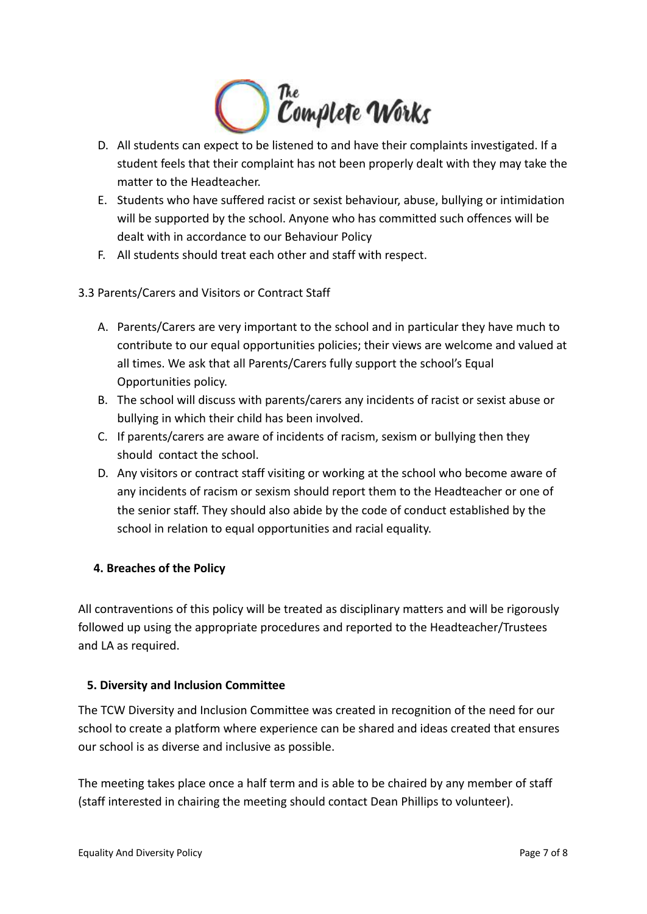D. All students can expect to be listened to and have their complaints investigated. If a student feels that their complaint has not been properly dealt with they may take the matter to the Headteacher.
E. Students who have suffered racist or sexist behaviour, abuse, bullying or intimidation will be supported by the school. Anyone who has committed such offences will be dealt with in accordance to our Behaviour Policy
F. All students should treat each other and staff with respect.

3.3 Parents/Carers and Visitors or Contract Staff

A. Parents/Carers are very important to the school and in particular they have much to contribute to our equal opportunities policies; their views are welcome and valued at all times. We ask that all Parents/Carers fully support the school's Equal Opportunities policy.
B. The school will discuss with parents/carers any incidents of racist or sexist abuse or bullying in which their child has been involved.
C. If parents/carers are aware of incidents of racism, sexism or bullying then they should contact the school.
D. Any visitors or contract staff visiting or working at the school who become aware of any incidents of racism or sexism should report them to the Headteacher or one of the senior staff. They should also abide by the code of conduct established by the school in relation to equal opportunities and racial equality.

## 4. Breaches of the Policy

All contraventions of this policy will be treated as disciplinary matters and will be rigorously followed up using the appropriate procedures and reported to the Headteacher/Trustees and LA as required.

## 5. Diversity and Inclusion Committee

The TCW Diversity and Inclusion Committee was created in recognition of the need for our school to create a platform where experience can be shared and ideas created that ensures our school is as diverse and inclusive as possible.

The meeting takes place once a half term and is able to be chaired by any member of staff (staff interested in chairing the meeting should contact Dean Phillips to volunteer).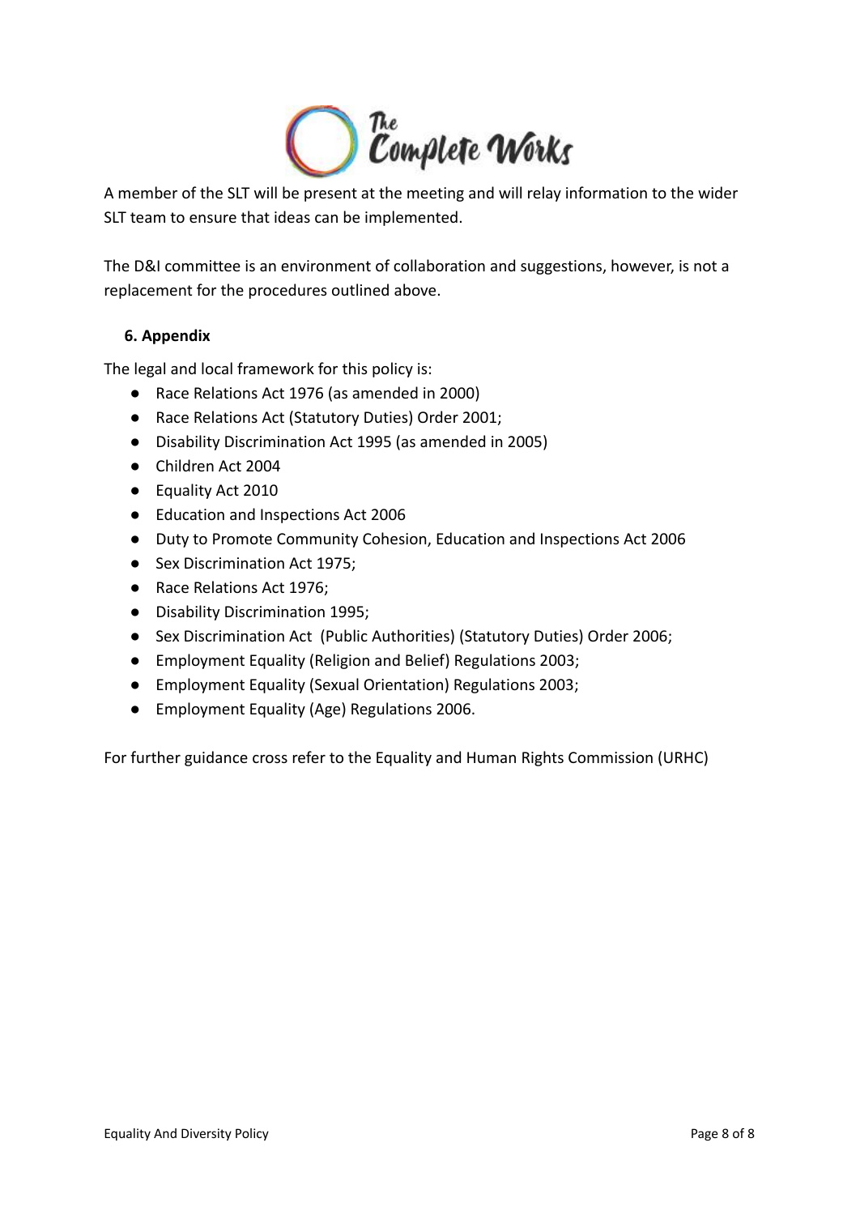A member of the SLT will be present at the meeting and will relay information to the wider SLT team to ensure that ideas can be implemented.

The D&I committee is an environment of collaboration and suggestions, however, is not a replacement for the procedures outlined above.

## 6. Appendix

The legal and local framework for this policy is:

- Race Relations Act 1976 (as amended in 2000)
- Race Relations Act (Statutory Duties) Order 2001;
- Disability Discrimination Act 1995 (as amended in 2005)
- Children Act 2004
- Equality Act 2010
- Education and Inspections Act 2006
- Duty to Promote Community Cohesion, Education and Inspections Act 2006
- Sex Discrimination Act 1975;
- Race Relations Act 1976;
- Disability Discrimination 1995;
- Sex Discrimination Act (Public Authorities) (Statutory Duties) Order 2006;
- Employment Equality (Religion and Belief) Regulations 2003;
- Employment Equality (Sexual Orientation) Regulations 2003;
- Employment Equality (Age) Regulations 2006.

For further guidance cross refer to the Equality and Human Rights Commission (URHC)